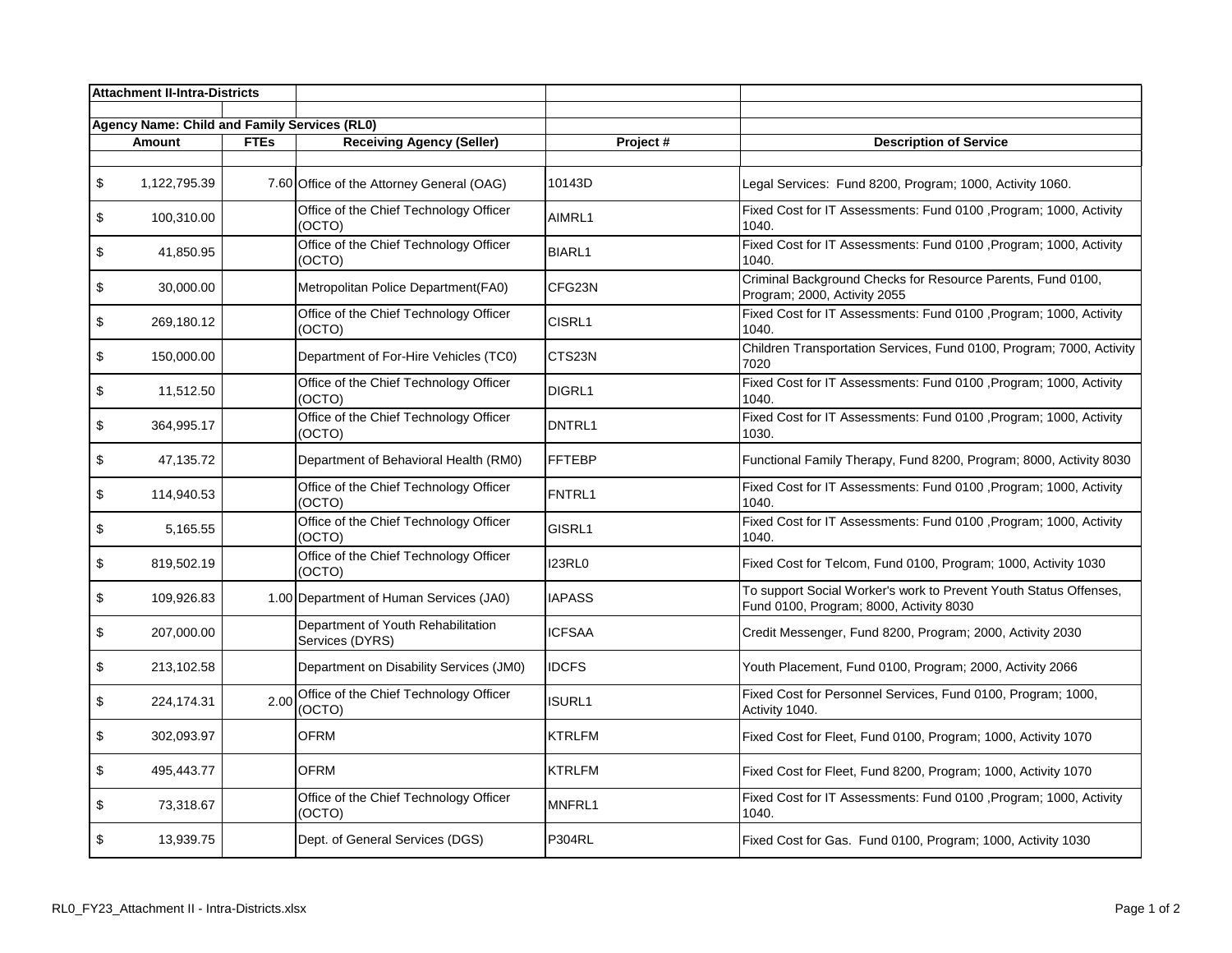**Attachment II-Intra-Districts**

**Agency Name: Child and Family Services (RL0)**

| Amount | FTEs | Receiving Agency (Seller) | Project # | Description of Service |
|---|---|---|---|---|
| $ 1,122,795.39 | 7.60 | Office of the Attorney General (OAG) | 10143D | Legal Services: Fund 8200, Program; 1000, Activity 1060. |
| $ 100,310.00 | | Office of the Chief Technology Officer (OCTO) | AIMRL1 | Fixed Cost for IT Assessments: Fund 0100 ,Program; 1000, Activity 1040. |
| $ 41,850.95 | | Office of the Chief Technology Officer (OCTO) | BIARL1 | Fixed Cost for IT Assessments: Fund 0100 ,Program; 1000, Activity 1040. |
| $ 30,000.00 | | Metropolitan Police Department(FA0) | CFG23N | Criminal Background Checks for Resource Parents, Fund 0100, Program; 2000, Activity 2055 |
| $ 269,180.12 | | Office of the Chief Technology Officer (OCTO) | CISRL1 | Fixed Cost for IT Assessments: Fund 0100 ,Program; 1000, Activity 1040. |
| $ 150,000.00 | | Department of For-Hire Vehicles (TC0) | CTS23N | Children Transportation Services, Fund 0100, Program; 7000, Activity 7020 |
| $ 11,512.50 | | Office of the Chief Technology Officer (OCTO) | DIGRL1 | Fixed Cost for IT Assessments: Fund 0100 ,Program; 1000, Activity 1040. |
| $ 364,995.17 | | Office of the Chief Technology Officer (OCTO) | DNTRL1 | Fixed Cost for IT Assessments: Fund 0100 ,Program; 1000, Activity 1030. |
| $ 47,135.72 | | Department of Behavioral Health (RM0) | FFTEBP | Functional Family Therapy, Fund 8200, Program; 8000, Activity 8030 |
| $ 114,940.53 | | Office of the Chief Technology Officer (OCTO) | FNTRL1 | Fixed Cost for IT Assessments: Fund 0100 ,Program; 1000, Activity 1040. |
| $ 5,165.55 | | Office of the Chief Technology Officer (OCTO) | GISRL1 | Fixed Cost for IT Assessments: Fund 0100 ,Program; 1000, Activity 1040. |
| $ 819,502.19 | | Office of the Chief Technology Officer (OCTO) | I23RL0 | Fixed Cost for Telcom, Fund 0100, Program; 1000, Activity 1030 |
| $ 109,926.83 | 1.00 | Department of Human Services (JA0) | IAPASS | To support Social Worker's work to Prevent Youth Status Offenses, Fund 0100, Program; 8000, Activity 8030 |
| $ 207,000.00 | | Department of Youth Rehabilitation Services (DYRS) | ICFSAA | Credit Messenger, Fund 8200, Program; 2000, Activity 2030 |
| $ 213,102.58 | | Department on Disability Services (JM0) | IDCFS | Youth Placement, Fund 0100, Program; 2000, Activity 2066 |
| $ 224,174.31 | 2.00 | Office of the Chief Technology Officer (OCTO) | ISURL1 | Fixed Cost for Personnel Services, Fund 0100, Program; 1000, Activity 1040. |
| $ 302,093.97 | | OFRM | KTRLFM | Fixed Cost for Fleet, Fund 0100, Program; 1000, Activity 1070 |
| $ 495,443.77 | | OFRM | KTRLFM | Fixed Cost for Fleet, Fund 8200, Program; 1000, Activity 1070 |
| $ 73,318.67 | | Office of the Chief Technology Officer (OCTO) | MNFRL1 | Fixed Cost for IT Assessments: Fund 0100 ,Program; 1000, Activity 1040. |
| $ 13,939.75 | | Dept. of General Services (DGS) | P304RL | Fixed Cost for Gas. Fund 0100, Program; 1000, Activity 1030 |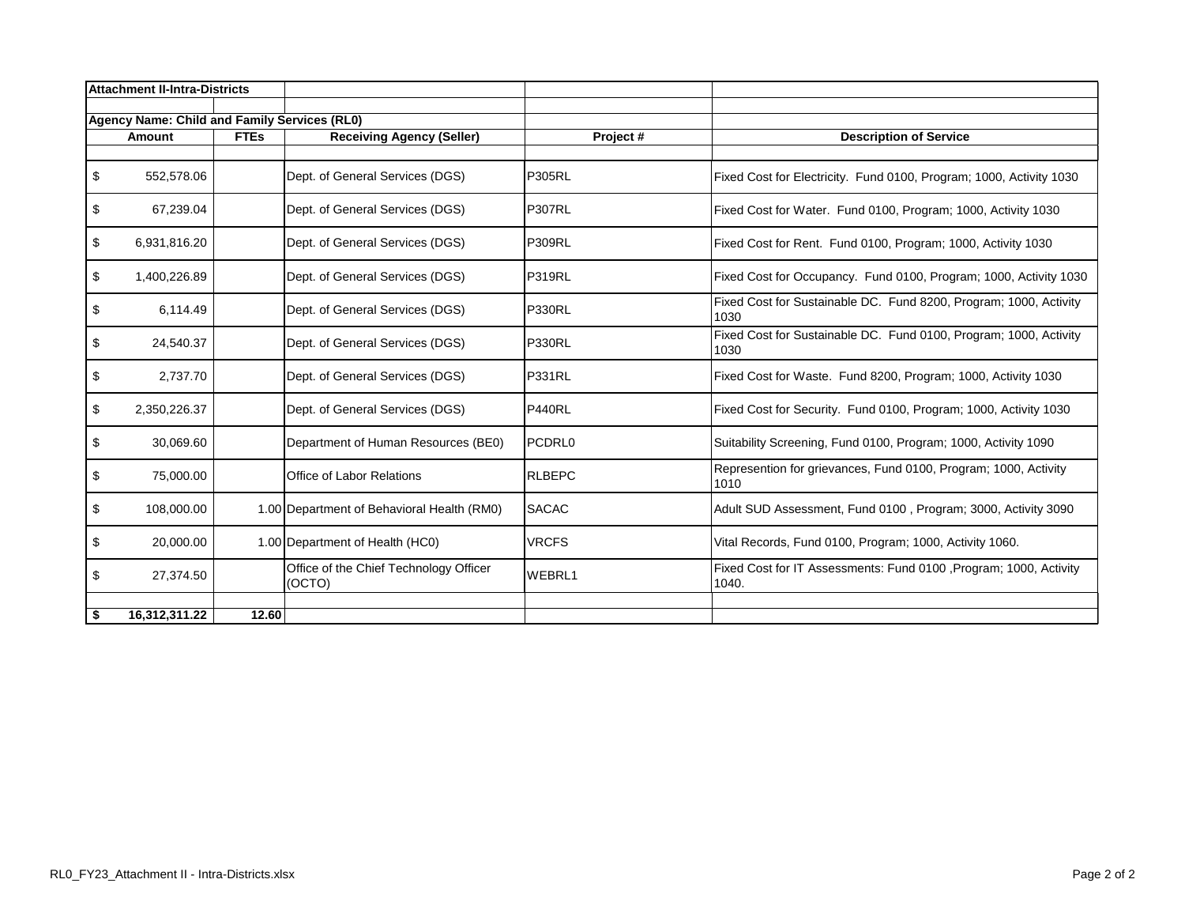| Attachment II-Intra-Districts | | | | |
|---|---|---|---|---|
| | | | | |
| **Agency Name: Child and Family Services (RL0)** | | | | |
| **Amount** | **FTEs** | **Receiving Agency (Seller)** | **Project #** | **Description of Service** |
| | | | | |
| $ 552,578.06 | | Dept. of General Services (DGS) | P305RL | Fixed Cost for Electricity. Fund 0100, Program; 1000, Activity 1030 |
| $ 67,239.04 | | Dept. of General Services (DGS) | P307RL | Fixed Cost for Water. Fund 0100, Program; 1000, Activity 1030 |
| $ 6,931,816.20 | | Dept. of General Services (DGS) | P309RL | Fixed Cost for Rent. Fund 0100, Program; 1000, Activity 1030 |
| $ 1,400,226.89 | | Dept. of General Services (DGS) | P319RL | Fixed Cost for Occupancy. Fund 0100, Program; 1000, Activity 1030 |
| $ 6,114.49 | | Dept. of General Services (DGS) | P330RL | Fixed Cost for Sustainable DC. Fund 8200, Program; 1000, Activity 1030 |
| $ 24,540.37 | | Dept. of General Services (DGS) | P330RL | Fixed Cost for Sustainable DC. Fund 0100, Program; 1000, Activity 1030 |
| $ 2,737.70 | | Dept. of General Services (DGS) | P331RL | Fixed Cost for Waste. Fund 8200, Program; 1000, Activity 1030 |
| $ 2,350,226.37 | | Dept. of General Services (DGS) | P440RL | Fixed Cost for Security. Fund 0100, Program; 1000, Activity 1030 |
| $ 30,069.60 | | Department of Human Resources (BE0) | PCDRL0 | Suitability Screening, Fund 0100, Program; 1000, Activity 1090 |
| $ 75,000.00 | | Office of Labor Relations | RLBEPC | Represention for grievances, Fund 0100, Program; 1000, Activity 1010 |
| $ 108,000.00 | 1.00 | Department of Behavioral Health (RM0) | SACAC | Adult SUD Assessment, Fund 0100 , Program; 3000, Activity 3090 |
| $ 20,000.00 | 1.00 | Department of Health (HC0) | VRCFS | Vital Records, Fund 0100, Program; 1000, Activity 1060. |
| $ 27,374.50 | | Office of the Chief Technology Officer (OCTO) | WEBRL1 | Fixed Cost for IT Assessments: Fund 0100 ,Program; 1000, Activity 1040. |
| | | | | |
| **$ 16,312,311.22** | **12.60** | | | |

RL0_FY23_Attachment II - Intra-Districts.xlsx